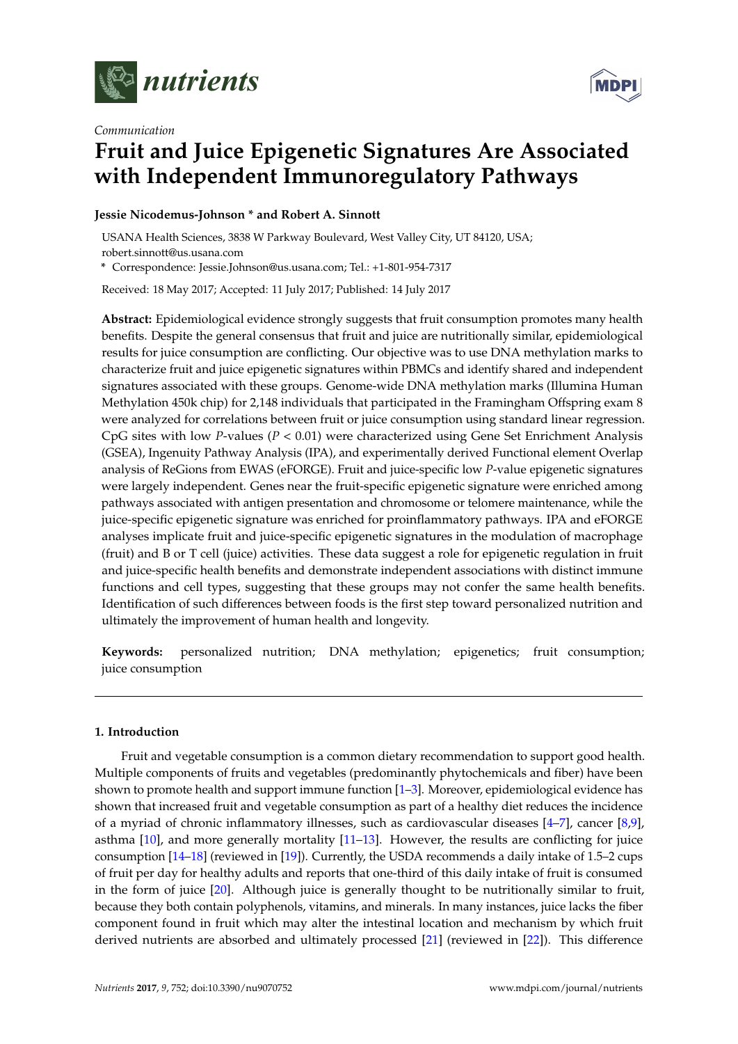*Communication*

# Fruit and Juice Epigenetic Signatures Are Associated with Independent Immunoregulatory Pathways

**Jessie Nicodemus-Johnson * and Robert A. Sinnott**

USANA Health Sciences, 3838 W Parkway Boulevard, West Valley City, UT 84120, USA; robert.sinnott@us.usana.com

\* Correspondence: Jessie.Johnson@us.usana.com; Tel.: +1-801-954-7317

Received: 18 May 2017; Accepted: 11 July 2017; Published: 14 July 2017

**Abstract:** Epidemiological evidence strongly suggests that fruit consumption promotes many health benefits. Despite the general consensus that fruit and juice are nutritionally similar, epidemiological results for juice consumption are conflicting. Our objective was to use DNA methylation marks to characterize fruit and juice epigenetic signatures within PBMCs and identify shared and independent signatures associated with these groups. Genome-wide DNA methylation marks (Illumina Human Methylation 450k chip) for 2,148 individuals that participated in the Framingham Offspring exam 8 were analyzed for correlations between fruit or juice consumption using standard linear regression. CpG sites with low *P*-values ($P < 0.01$) were characterized using Gene Set Enrichment Analysis (GSEA), Ingenuity Pathway Analysis (IPA), and experimentally derived Functional element Overlap analysis of ReGions from EWAS (eFORGE). Fruit and juice-specific low *P*-value epigenetic signatures were largely independent. Genes near the fruit-specific epigenetic signature were enriched among pathways associated with antigen presentation and chromosome or telomere maintenance, while the juice-specific epigenetic signature was enriched for proinflammatory pathways. IPA and eFORGE analyses implicate fruit and juice-specific epigenetic signatures in the modulation of macrophage (fruit) and B or T cell (juice) activities. These data suggest a role for epigenetic regulation in fruit and juice-specific health benefits and demonstrate independent associations with distinct immune functions and cell types, suggesting that these groups may not confer the same health benefits. Identification of such differences between foods is the first step toward personalized nutrition and ultimately the improvement of human health and longevity.

**Keywords:** personalized nutrition; DNA methylation; epigenetics; fruit consumption; juice consumption

## 1. Introduction

Fruit and vegetable consumption is a common dietary recommendation to support good health. Multiple components of fruits and vegetables (predominantly phytochemicals and fiber) have been shown to promote health and support immune function [1–3]. Moreover, epidemiological evidence has shown that increased fruit and vegetable consumption as part of a healthy diet reduces the incidence of a myriad of chronic inflammatory illnesses, such as cardiovascular diseases [4–7], cancer [8,9], asthma [10], and more generally mortality [11–13]. However, the results are conflicting for juice consumption [14–18] (reviewed in [19]). Currently, the USDA recommends a daily intake of 1.5–2 cups of fruit per day for healthy adults and reports that one-third of this daily intake of fruit is consumed in the form of juice [20]. Although juice is generally thought to be nutritionally similar to fruit, because they both contain polyphenols, vitamins, and minerals. In many instances, juice lacks the fiber component found in fruit which may alter the intestinal location and mechanism by which fruit derived nutrients are absorbed and ultimately processed [21] (reviewed in [22]). This difference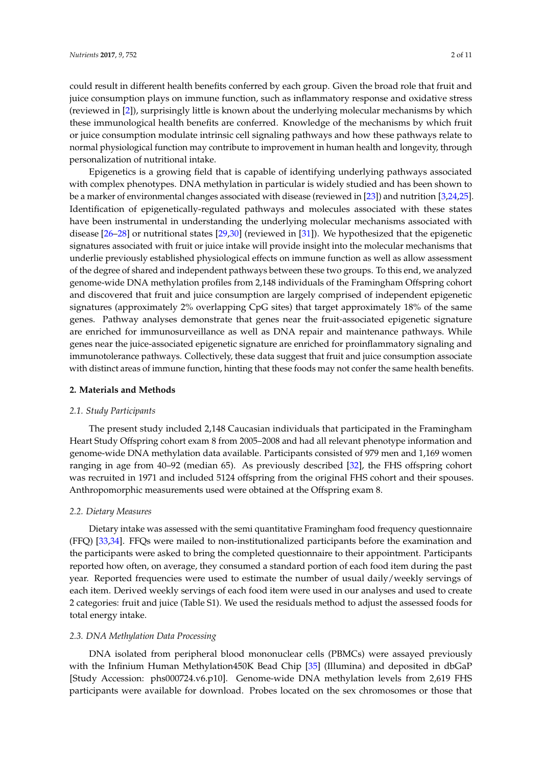could result in different health benefits conferred by each group. Given the broad role that fruit and juice consumption plays on immune function, such as inflammatory response and oxidative stress (reviewed in [2]), surprisingly little is known about the underlying molecular mechanisms by which these immunological health benefits are conferred. Knowledge of the mechanisms by which fruit or juice consumption modulate intrinsic cell signaling pathways and how these pathways relate to normal physiological function may contribute to improvement in human health and longevity, through personalization of nutritional intake.

Epigenetics is a growing field that is capable of identifying underlying pathways associated with complex phenotypes. DNA methylation in particular is widely studied and has been shown to be a marker of environmental changes associated with disease (reviewed in [23]) and nutrition [3,24,25]. Identification of epigenetically-regulated pathways and molecules associated with these states have been instrumental in understanding the underlying molecular mechanisms associated with disease [26–28] or nutritional states [29,30] (reviewed in [31]). We hypothesized that the epigenetic signatures associated with fruit or juice intake will provide insight into the molecular mechanisms that underlie previously established physiological effects on immune function as well as allow assessment of the degree of shared and independent pathways between these two groups. To this end, we analyzed genome-wide DNA methylation profiles from 2,148 individuals of the Framingham Offspring cohort and discovered that fruit and juice consumption are largely comprised of independent epigenetic signatures (approximately 2% overlapping CpG sites) that target approximately 18% of the same genes. Pathway analyses demonstrate that genes near the fruit-associated epigenetic signature are enriched for immunosurveillance as well as DNA repair and maintenance pathways. While genes near the juice-associated epigenetic signature are enriched for proinflammatory signaling and immunotolerance pathways. Collectively, these data suggest that fruit and juice consumption associate with distinct areas of immune function, hinting that these foods may not confer the same health benefits.

## 2. Materials and Methods

### 2.1. Study Participants

The present study included 2,148 Caucasian individuals that participated in the Framingham Heart Study Offspring cohort exam 8 from 2005–2008 and had all relevant phenotype information and genome-wide DNA methylation data available. Participants consisted of 979 men and 1,169 women ranging in age from 40–92 (median 65). As previously described [32], the FHS offspring cohort was recruited in 1971 and included 5124 offspring from the original FHS cohort and their spouses. Anthropomorphic measurements used were obtained at the Offspring exam 8.

### 2.2. Dietary Measures

Dietary intake was assessed with the semi quantitative Framingham food frequency questionnaire (FFQ) [33,34]. FFQs were mailed to non-institutionalized participants before the examination and the participants were asked to bring the completed questionnaire to their appointment. Participants reported how often, on average, they consumed a standard portion of each food item during the past year. Reported frequencies were used to estimate the number of usual daily/weekly servings of each item. Derived weekly servings of each food item were used in our analyses and used to create 2 categories: fruit and juice (Table S1). We used the residuals method to adjust the assessed foods for total energy intake.

### 2.3. DNA Methylation Data Processing

DNA isolated from peripheral blood mononuclear cells (PBMCs) were assayed previously with the Infinium Human Methylation450K Bead Chip [35] (Illumina) and deposited in dbGaP [Study Accession: phs000724.v6.p10]. Genome-wide DNA methylation levels from 2,619 FHS participants were available for download. Probes located on the sex chromosomes or those that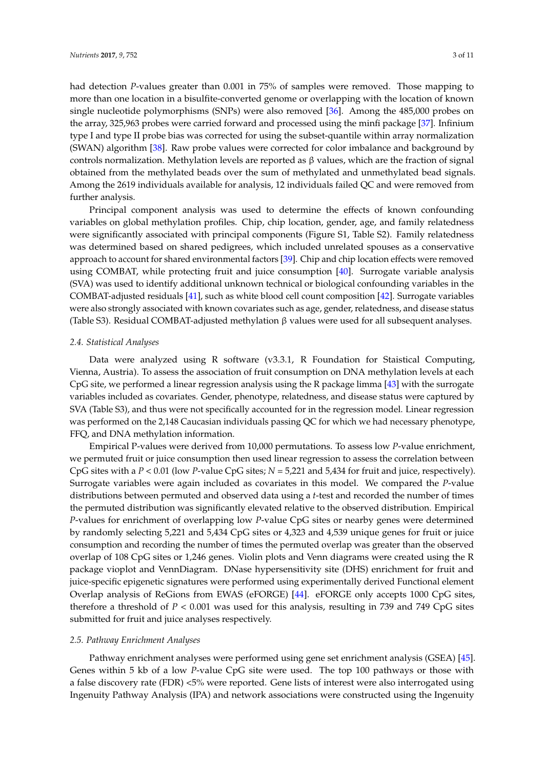had detection *P*-values greater than 0.001 in 75% of samples were removed. Those mapping to more than one location in a bisulfite-converted genome or overlapping with the location of known single nucleotide polymorphisms (SNPs) were also removed [36]. Among the 485,000 probes on the array, 325,963 probes were carried forward and processed using the minfi package [37]. Infinium type I and type II probe bias was corrected for using the subset-quantile within array normalization (SWAN) algorithm [38]. Raw probe values were corrected for color imbalance and background by controls normalization. Methylation levels are reported as β values, which are the fraction of signal obtained from the methylated beads over the sum of methylated and unmethylated bead signals. Among the 2619 individuals available for analysis, 12 individuals failed QC and were removed from further analysis.

Principal component analysis was used to determine the effects of known confounding variables on global methylation profiles. Chip, chip location, gender, age, and family relatedness were significantly associated with principal components (Figure S1, Table S2). Family relatedness was determined based on shared pedigrees, which included unrelated spouses as a conservative approach to account for shared environmental factors [39]. Chip and chip location effects were removed using COMBAT, while protecting fruit and juice consumption [40]. Surrogate variable analysis (SVA) was used to identify additional unknown technical or biological confounding variables in the COMBAT-adjusted residuals [41], such as white blood cell count composition [42]. Surrogate variables were also strongly associated with known covariates such as age, gender, relatedness, and disease status (Table S3). Residual COMBAT-adjusted methylation β values were used for all subsequent analyses.

### 2.4. Statistical Analyses

Data were analyzed using R software (v3.3.1, R Foundation for Staistical Computing, Vienna, Austria). To assess the association of fruit consumption on DNA methylation levels at each CpG site, we performed a linear regression analysis using the R package limma [43] with the surrogate variables included as covariates. Gender, phenotype, relatedness, and disease status were captured by SVA (Table S3), and thus were not specifically accounted for in the regression model. Linear regression was performed on the 2,148 Caucasian individuals passing QC for which we had necessary phenotype, FFQ, and DNA methylation information.

Empirical P-values were derived from 10,000 permutations. To assess low *P*-value enrichment, we permuted fruit or juice consumption then used linear regression to assess the correlation between CpG sites with a $P < 0.01$ (low *P*-value CpG sites; $N$ = 5,221 and 5,434 for fruit and juice, respectively). Surrogate variables were again included as covariates in this model. We compared the *P*-value distributions between permuted and observed data using a *t*-test and recorded the number of times the permuted distribution was significantly elevated relative to the observed distribution. Empirical *P*-values for enrichment of overlapping low *P*-value CpG sites or nearby genes were determined by randomly selecting 5,221 and 5,434 CpG sites or 4,323 and 4,539 unique genes for fruit or juice consumption and recording the number of times the permuted overlap was greater than the observed overlap of 108 CpG sites or 1,246 genes. Violin plots and Venn diagrams were created using the R package vioplot and VennDiagram. DNase hypersensitivity site (DHS) enrichment for fruit and juice-specific epigenetic signatures were performed using experimentally derived Functional element Overlap analysis of ReGions from EWAS (eFORGE) [44]. eFORGE only accepts 1000 CpG sites, therefore a threshold of $P < 0.001$ was used for this analysis, resulting in 739 and 749 CpG sites submitted for fruit and juice analyses respectively.

### 2.5. Pathway Enrichment Analyses

Pathway enrichment analyses were performed using gene set enrichment analysis (GSEA) [45]. Genes within 5 kb of a low *P*-value CpG site were used. The top 100 pathways or those with a false discovery rate (FDR) <5% were reported. Gene lists of interest were also interrogated using Ingenuity Pathway Analysis (IPA) and network associations were constructed using the Ingenuity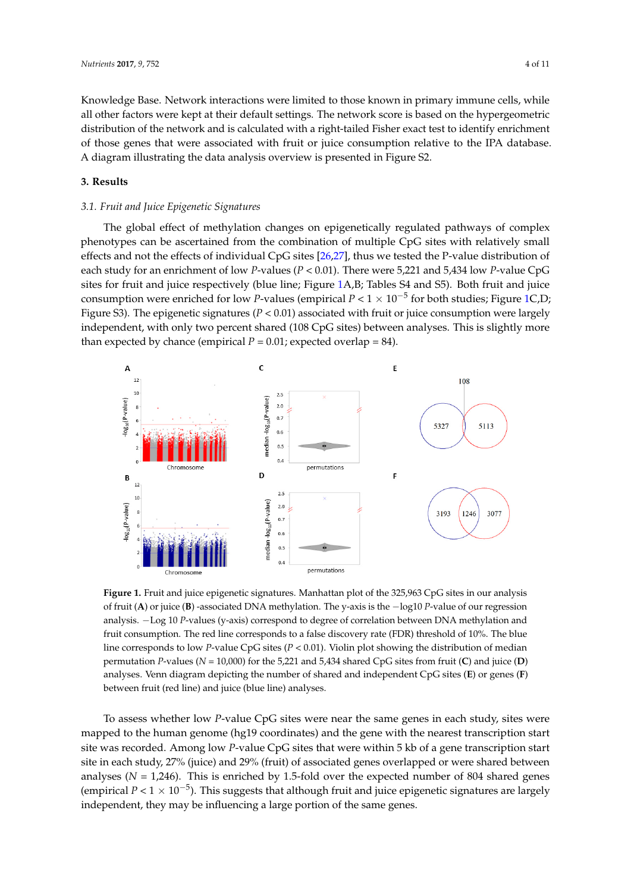Knowledge Base. Network interactions were limited to those known in primary immune cells, while all other factors were kept at their default settings. The network score is based on the hypergeometric distribution of the network and is calculated with a right-tailed Fisher exact test to identify enrichment of those genes that were associated with fruit or juice consumption relative to the IPA database. A diagram illustrating the data analysis overview is presented in Figure S2.

## 3. Results

### 3.1. Fruit and Juice Epigenetic Signatures

The global effect of methylation changes on epigenetically regulated pathways of complex phenotypes can be ascertained from the combination of multiple CpG sites with relatively small effects and not the effects of individual CpG sites [26,27], thus we tested the P-value distribution of each study for an enrichment of low *P*-values ($P < 0.01$). There were 5,221 and 5,434 low *P*-value CpG sites for fruit and juice respectively (blue line; Figure 1A,B; Tables S4 and S5). Both fruit and juice consumption were enriched for low *P*-values (empirical $P < 1 \times 10^{-5}$ for both studies; Figure 1C,D; Figure S3). The epigenetic signatures ($P < 0.01$) associated with fruit or juice consumption were largely independent, with only two percent shared (108 CpG sites) between analyses. This is slightly more than expected by chance (empirical $P = 0.01$; expected overlap = 84).

**Figure 1.** Fruit and juice epigenetic signatures. Manhattan plot of the 325,963 CpG sites in our analysis of fruit (**A**) or juice (**B**) -associated DNA methylation. The y-axis is the −log10 *P*-value of our regression analysis. −Log 10 *P*-values (y-axis) correspond to degree of correlation between DNA methylation and fruit consumption. The red line corresponds to a false discovery rate (FDR) threshold of 10%. The blue line corresponds to low *P*-value CpG sites ($P < 0.01$). Violin plot showing the distribution of median permutation *P*-values ($N = 10{,}000$) for the 5,221 and 5,434 shared CpG sites from fruit (**C**) and juice (**D**) analyses. Venn diagram depicting the number of shared and independent CpG sites (**E**) or genes (**F**) between fruit (red line) and juice (blue line) analyses.

To assess whether low *P*-value CpG sites were near the same genes in each study, sites were mapped to the human genome (hg19 coordinates) and the gene with the nearest transcription start site was recorded. Among low *P*-value CpG sites that were within 5 kb of a gene transcription start site in each study, 27% (juice) and 29% (fruit) of associated genes overlapped or were shared between analyses ($N = 1{,}246$). This is enriched by 1.5-fold over the expected number of 804 shared genes (empirical $P < 1 \times 10^{-5}$). This suggests that although fruit and juice epigenetic signatures are largely independent, they may be influencing a large portion of the same genes.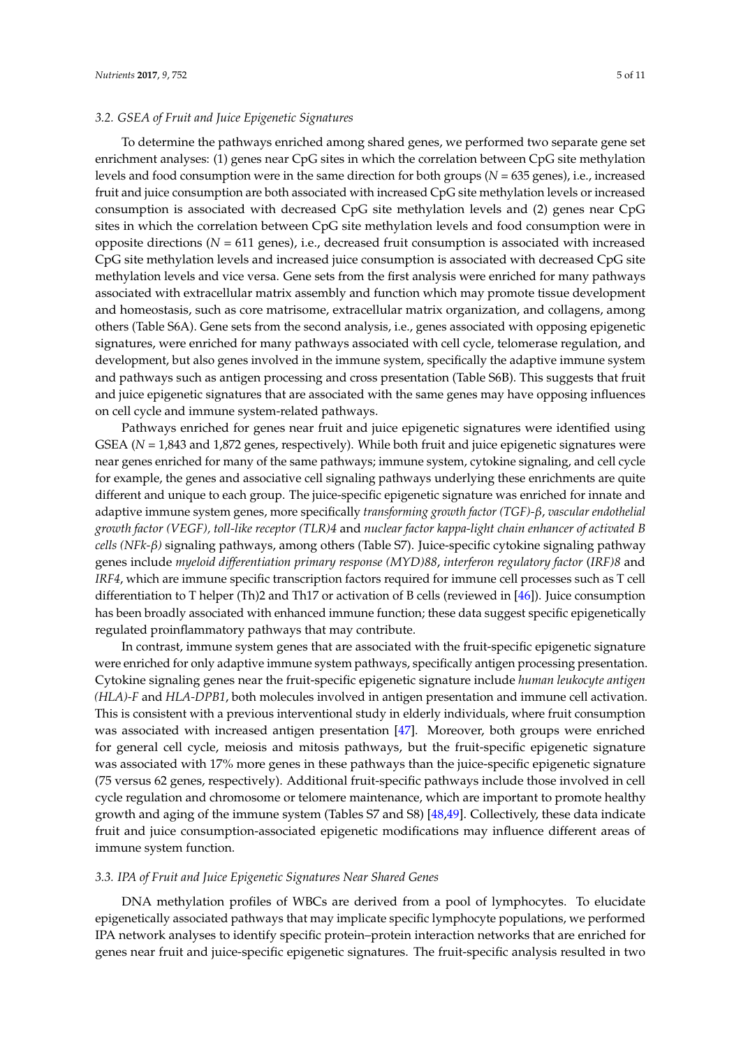### 3.2. GSEA of Fruit and Juice Epigenetic Signatures

To determine the pathways enriched among shared genes, we performed two separate gene set enrichment analyses: (1) genes near CpG sites in which the correlation between CpG site methylation levels and food consumption were in the same direction for both groups ($N = 635$ genes), i.e., increased fruit and juice consumption are both associated with increased CpG site methylation levels or increased consumption is associated with decreased CpG site methylation levels and (2) genes near CpG sites in which the correlation between CpG site methylation levels and food consumption were in opposite directions ($N = 611$ genes), i.e., decreased fruit consumption is associated with increased CpG site methylation levels and increased juice consumption is associated with decreased CpG site methylation levels and vice versa. Gene sets from the first analysis were enriched for many pathways associated with extracellular matrix assembly and function which may promote tissue development and homeostasis, such as core matrisome, extracellular matrix organization, and collagens, among others (Table S6A). Gene sets from the second analysis, i.e., genes associated with opposing epigenetic signatures, were enriched for many pathways associated with cell cycle, telomerase regulation, and development, but also genes involved in the immune system, specifically the adaptive immune system and pathways such as antigen processing and cross presentation (Table S6B). This suggests that fruit and juice epigenetic signatures that are associated with the same genes may have opposing influences on cell cycle and immune system-related pathways.

Pathways enriched for genes near fruit and juice epigenetic signatures were identified using GSEA ($N = 1,843$ and $1,872$ genes, respectively). While both fruit and juice epigenetic signatures were near genes enriched for many of the same pathways; immune system, cytokine signaling, and cell cycle for example, the genes and associative cell signaling pathways underlying these enrichments are quite different and unique to each group. The juice-specific epigenetic signature was enriched for innate and adaptive immune system genes, more specifically *transforming growth factor (TGF)-β*, *vascular endothelial growth factor (VEGF), toll-like receptor (TLR)4* and *nuclear factor kappa-light chain enhancer of activated B cells (NFk-β)* signaling pathways, among others (Table S7). Juice-specific cytokine signaling pathway genes include *myeloid differentiation primary response (MYD)88*, *interferon regulatory factor* (*IRF)8* and *IRF4*, which are immune specific transcription factors required for immune cell processes such as T cell differentiation to T helper (Th)2 and Th17 or activation of B cells (reviewed in [46]). Juice consumption has been broadly associated with enhanced immune function; these data suggest specific epigenetically regulated proinflammatory pathways that may contribute.

In contrast, immune system genes that are associated with the fruit-specific epigenetic signature were enriched for only adaptive immune system pathways, specifically antigen processing presentation. Cytokine signaling genes near the fruit-specific epigenetic signature include *human leukocyte antigen (HLA)-F* and *HLA-DPB1*, both molecules involved in antigen presentation and immune cell activation. This is consistent with a previous interventional study in elderly individuals, where fruit consumption was associated with increased antigen presentation [47]. Moreover, both groups were enriched for general cell cycle, meiosis and mitosis pathways, but the fruit-specific epigenetic signature was associated with 17% more genes in these pathways than the juice-specific epigenetic signature (75 versus 62 genes, respectively). Additional fruit-specific pathways include those involved in cell cycle regulation and chromosome or telomere maintenance, which are important to promote healthy growth and aging of the immune system (Tables S7 and S8) [48,49]. Collectively, these data indicate fruit and juice consumption-associated epigenetic modifications may influence different areas of immune system function.

### 3.3. IPA of Fruit and Juice Epigenetic Signatures Near Shared Genes

DNA methylation profiles of WBCs are derived from a pool of lymphocytes. To elucidate epigenetically associated pathways that may implicate specific lymphocyte populations, we performed IPA network analyses to identify specific protein–protein interaction networks that are enriched for genes near fruit and juice-specific epigenetic signatures. The fruit-specific analysis resulted in two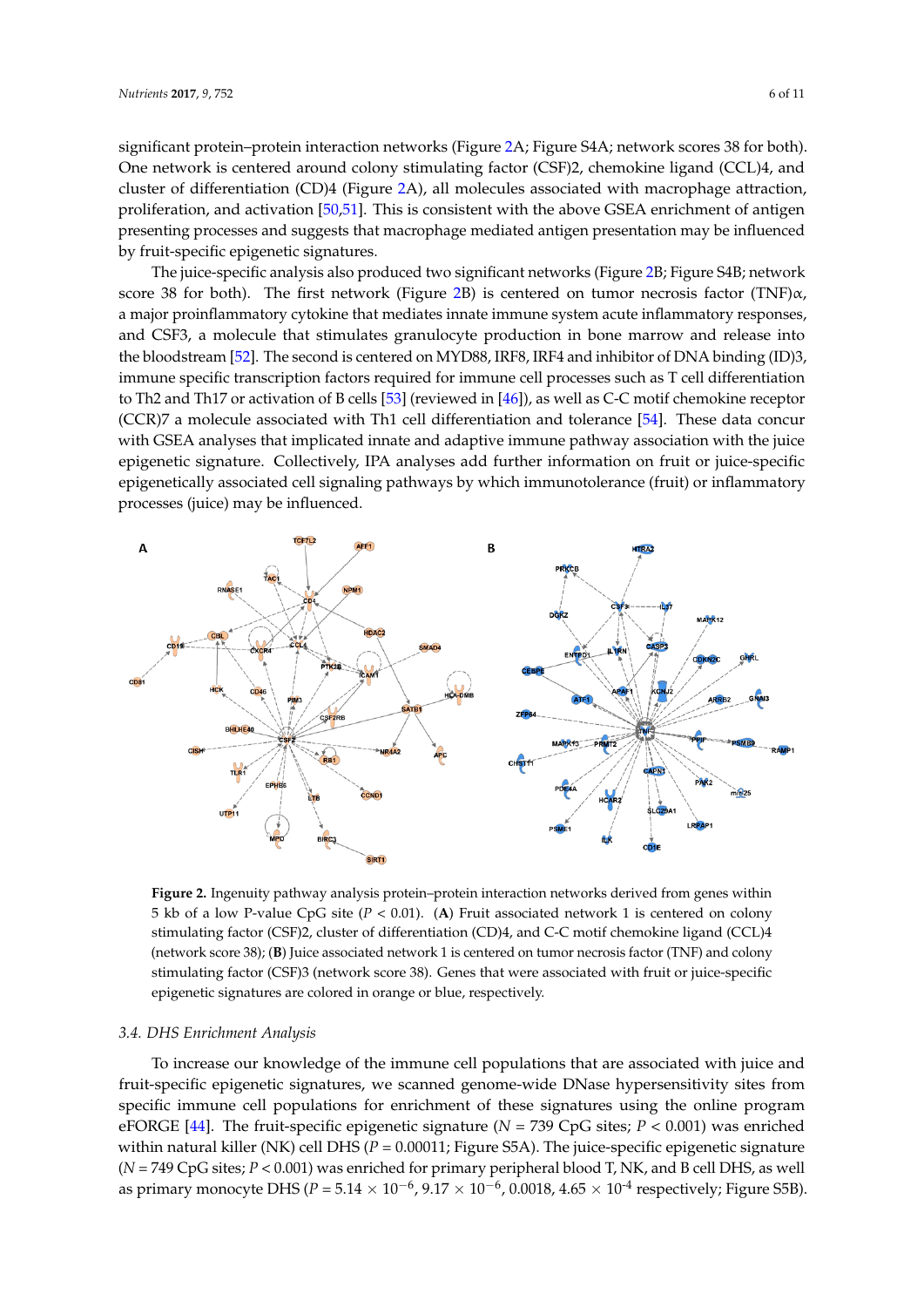significant protein–protein interaction networks (Figure 2A; Figure S4A; network scores 38 for both). One network is centered around colony stimulating factor (CSF)2, chemokine ligand (CCL)4, and cluster of differentiation (CD)4 (Figure 2A), all molecules associated with macrophage attraction, proliferation, and activation [50,51]. This is consistent with the above GSEA enrichment of antigen presenting processes and suggests that macrophage mediated antigen presentation may be influenced by fruit-specific epigenetic signatures.

The juice-specific analysis also produced two significant networks (Figure 2B; Figure S4B; network score 38 for both). The first network (Figure 2B) is centered on tumor necrosis factor (TNF)$\alpha$, a major proinflammatory cytokine that mediates innate immune system acute inflammatory responses, and CSF3, a molecule that stimulates granulocyte production in bone marrow and release into the bloodstream [52]. The second is centered on MYD88, IRF8, IRF4 and inhibitor of DNA binding (ID)3, immune specific transcription factors required for immune cell processes such as T cell differentiation to Th2 and Th17 or activation of B cells [53] (reviewed in [46]), as well as C-C motif chemokine receptor (CCR)7 a molecule associated with Th1 cell differentiation and tolerance [54]. These data concur with GSEA analyses that implicated innate and adaptive immune pathway association with the juice epigenetic signature. Collectively, IPA analyses add further information on fruit or juice-specific epigenetically associated cell signaling pathways by which immunotolerance (fruit) or inflammatory processes (juice) may be influenced.

**Figure 2.** Ingenuity pathway analysis protein–protein interaction networks derived from genes within 5 kb of a low P-value CpG site ($P < 0.01$). (**A**) Fruit associated network 1 is centered on colony stimulating factor (CSF)2, cluster of differentiation (CD)4, and C-C motif chemokine ligand (CCL)4 (network score 38); (**B**) Juice associated network 1 is centered on tumor necrosis factor (TNF) and colony stimulating factor (CSF)3 (network score 38). Genes that were associated with fruit or juice-specific epigenetic signatures are colored in orange or blue, respectively.

### 3.4. DHS Enrichment Analysis

To increase our knowledge of the immune cell populations that are associated with juice and fruit-specific epigenetic signatures, we scanned genome-wide DNase hypersensitivity sites from specific immune cell populations for enrichment of these signatures using the online program eFORGE [44]. The fruit-specific epigenetic signature ($N = 739$ CpG sites; $P < 0.001$) was enriched within natural killer (NK) cell DHS ($P = 0.00011$; Figure S5A). The juice-specific epigenetic signature ($N = 749$ CpG sites; $P < 0.001$) was enriched for primary peripheral blood T, NK, and B cell DHS, as well as primary monocyte DHS ($P = 5.14 \times 10^{-6}$, $9.17 \times 10^{-6}$, 0.0018, $4.65 \times 10^{-4}$ respectively; Figure S5B).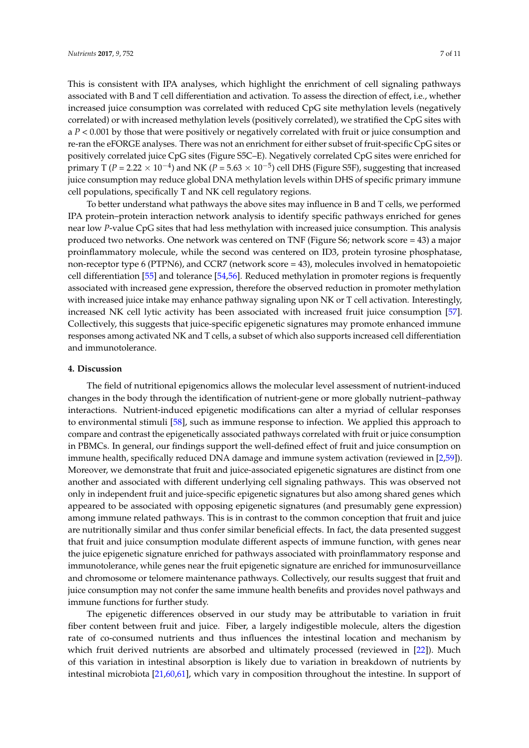This is consistent with IPA analyses, which highlight the enrichment of cell signaling pathways associated with B and T cell differentiation and activation. To assess the direction of effect, i.e., whether increased juice consumption was correlated with reduced CpG site methylation levels (negatively correlated) or with increased methylation levels (positively correlated), we stratified the CpG sites with a $P < 0.001$ by those that were positively or negatively correlated with fruit or juice consumption and re-ran the eFORGE analyses. There was not an enrichment for either subset of fruit-specific CpG sites or positively correlated juice CpG sites (Figure S5C–E). Negatively correlated CpG sites were enriched for primary T ($P = 2.22 \times 10^{-4}$) and NK ($P = 5.63 \times 10^{-5}$) cell DHS (Figure S5F), suggesting that increased juice consumption may reduce global DNA methylation levels within DHS of specific primary immune cell populations, specifically T and NK cell regulatory regions.

To better understand what pathways the above sites may influence in B and T cells, we performed IPA protein–protein interaction network analysis to identify specific pathways enriched for genes near low *P*-value CpG sites that had less methylation with increased juice consumption. This analysis produced two networks. One network was centered on TNF (Figure S6; network score = 43) a major proinflammatory molecule, while the second was centered on ID3, protein tyrosine phosphatase, non-receptor type 6 (PTPN6), and CCR7 (network score = 43), molecules involved in hematopoietic cell differentiation [55] and tolerance [54,56]. Reduced methylation in promoter regions is frequently associated with increased gene expression, therefore the observed reduction in promoter methylation with increased juice intake may enhance pathway signaling upon NK or T cell activation. Interestingly, increased NK cell lytic activity has been associated with increased fruit juice consumption [57]. Collectively, this suggests that juice-specific epigenetic signatures may promote enhanced immune responses among activated NK and T cells, a subset of which also supports increased cell differentiation and immunotolerance.

## 4. Discussion

The field of nutritional epigenomics allows the molecular level assessment of nutrient-induced changes in the body through the identification of nutrient-gene or more globally nutrient–pathway interactions. Nutrient-induced epigenetic modifications can alter a myriad of cellular responses to environmental stimuli [58], such as immune response to infection. We applied this approach to compare and contrast the epigenetically associated pathways correlated with fruit or juice consumption in PBMCs. In general, our findings support the well-defined effect of fruit and juice consumption on immune health, specifically reduced DNA damage and immune system activation (reviewed in [2,59]). Moreover, we demonstrate that fruit and juice-associated epigenetic signatures are distinct from one another and associated with different underlying cell signaling pathways. This was observed not only in independent fruit and juice-specific epigenetic signatures but also among shared genes which appeared to be associated with opposing epigenetic signatures (and presumably gene expression) among immune related pathways. This is in contrast to the common conception that fruit and juice are nutritionally similar and thus confer similar beneficial effects. In fact, the data presented suggest that fruit and juice consumption modulate different aspects of immune function, with genes near the juice epigenetic signature enriched for pathways associated with proinflammatory response and immunotolerance, while genes near the fruit epigenetic signature are enriched for immunosurveillance and chromosome or telomere maintenance pathways. Collectively, our results suggest that fruit and juice consumption may not confer the same immune health benefits and provides novel pathways and immune functions for further study.

The epigenetic differences observed in our study may be attributable to variation in fruit fiber content between fruit and juice. Fiber, a largely indigestible molecule, alters the digestion rate of co-consumed nutrients and thus influences the intestinal location and mechanism by which fruit derived nutrients are absorbed and ultimately processed (reviewed in [22]). Much of this variation in intestinal absorption is likely due to variation in breakdown of nutrients by intestinal microbiota [21,60,61], which vary in composition throughout the intestine. In support of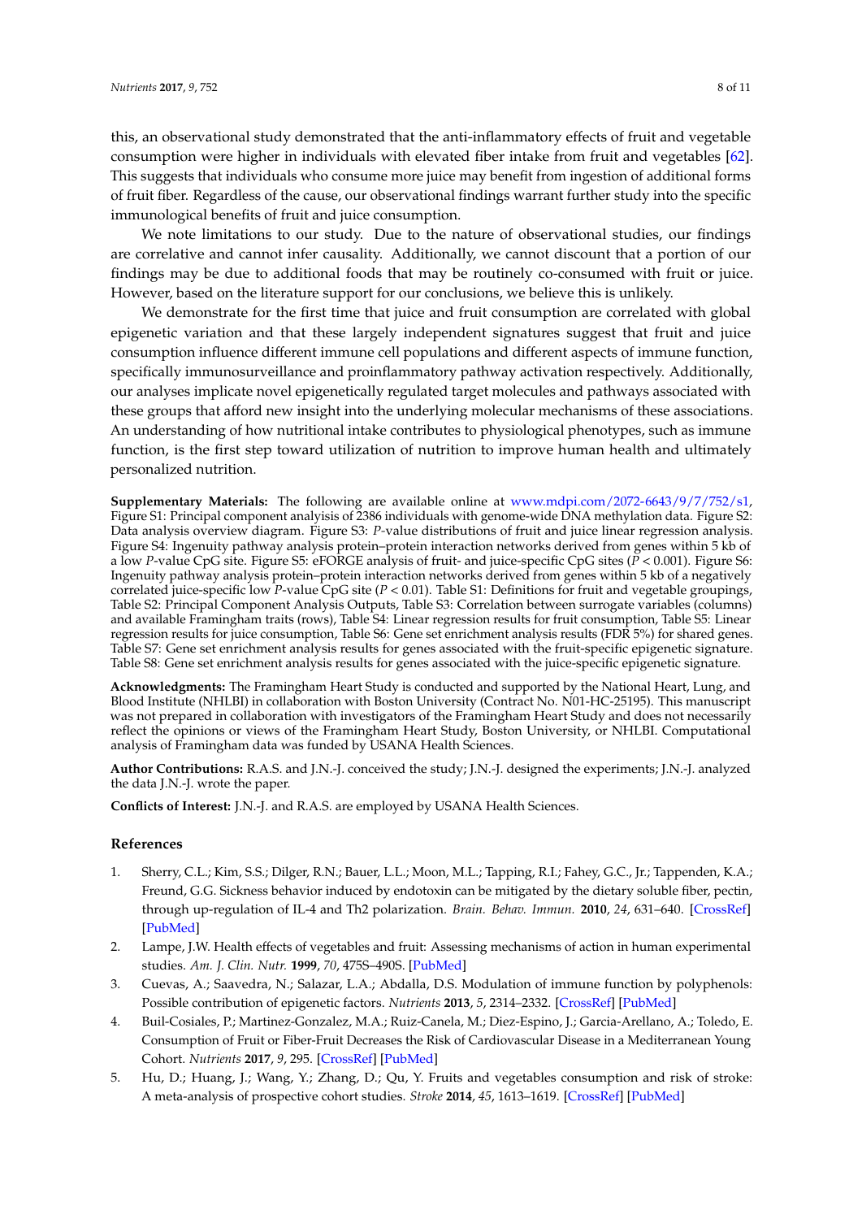this, an observational study demonstrated that the anti-inflammatory effects of fruit and vegetable consumption were higher in individuals with elevated fiber intake from fruit and vegetables [62]. This suggests that individuals who consume more juice may benefit from ingestion of additional forms of fruit fiber. Regardless of the cause, our observational findings warrant further study into the specific immunological benefits of fruit and juice consumption.

We note limitations to our study. Due to the nature of observational studies, our findings are correlative and cannot infer causality. Additionally, we cannot discount that a portion of our findings may be due to additional foods that may be routinely co-consumed with fruit or juice. However, based on the literature support for our conclusions, we believe this is unlikely.

We demonstrate for the first time that juice and fruit consumption are correlated with global epigenetic variation and that these largely independent signatures suggest that fruit and juice consumption influence different immune cell populations and different aspects of immune function, specifically immunosurveillance and proinflammatory pathway activation respectively. Additionally, our analyses implicate novel epigenetically regulated target molecules and pathways associated with these groups that afford new insight into the underlying molecular mechanisms of these associations. An understanding of how nutritional intake contributes to physiological phenotypes, such as immune function, is the first step toward utilization of nutrition to improve human health and ultimately personalized nutrition.

**Supplementary Materials:** The following are available online at www.mdpi.com/2072-6643/9/7/752/s1, Figure S1: Principal component analysis of 2386 individuals with genome-wide DNA methylation data. Figure S2: Data analysis overview diagram. Figure S3: *P*-value distributions of fruit and juice linear regression analysis. Figure S4: Ingenuity pathway analysis protein–protein interaction networks derived from genes within 5 kb of a low *P*-value CpG site. Figure S5: eFORGE analysis of fruit- and juice-specific CpG sites ($P < 0.001$). Figure S6: Ingenuity pathway analysis protein–protein interaction networks derived from genes within 5 kb of a negatively correlated juice-specific low *P*-value CpG site ($P < 0.01$). Table S1: Definitions for fruit and vegetable groupings, Table S2: Principal Component Analysis Outputs, Table S3: Correlation between surrogate variables (columns) and available Framingham traits (rows), Table S4: Linear regression results for fruit consumption, Table S5: Linear regression results for juice consumption, Table S6: Gene set enrichment analysis results (FDR 5%) for shared genes. Table S7: Gene set enrichment analysis results for genes associated with the fruit-specific epigenetic signature. Table S8: Gene set enrichment analysis results for genes associated with the juice-specific epigenetic signature.

**Acknowledgments:** The Framingham Heart Study is conducted and supported by the National Heart, Lung, and Blood Institute (NHLBI) in collaboration with Boston University (Contract No. N01-HC-25195). This manuscript was not prepared in collaboration with investigators of the Framingham Heart Study and does not necessarily reflect the opinions or views of the Framingham Heart Study, Boston University, or NHLBI. Computational analysis of Framingham data was funded by USANA Health Sciences.

**Author Contributions:** R.A.S. and J.N.-J. conceived the study; J.N.-J. designed the experiments; J.N.-J. analyzed the data J.N.-J. wrote the paper.

**Conflicts of Interest:** J.N.-J. and R.A.S. are employed by USANA Health Sciences.

## References

1. Sherry, C.L.; Kim, S.S.; Dilger, R.N.; Bauer, L.L.; Moon, M.L.; Tapping, R.I.; Fahey, G.C., Jr.; Tappenden, K.A.; Freund, G.G. Sickness behavior induced by endotoxin can be mitigated by the dietary soluble fiber, pectin, through up-regulation of IL-4 and Th2 polarization. *Brain. Behav. Immun.* **2010**, *24*, 631–640. [CrossRef] [PubMed]
2. Lampe, J.W. Health effects of vegetables and fruit: Assessing mechanisms of action in human experimental studies. *Am. J. Clin. Nutr.* **1999**, *70*, 475S–490S. [PubMed]
3. Cuevas, A.; Saavedra, N.; Salazar, L.A.; Abdalla, D.S. Modulation of immune function by polyphenols: Possible contribution of epigenetic factors. *Nutrients* **2013**, *5*, 2314–2332. [CrossRef] [PubMed]
4. Buil-Cosiales, P.; Martinez-Gonzalez, M.A.; Ruiz-Canela, M.; Diez-Espino, J.; Garcia-Arellano, A.; Toledo, E. Consumption of Fruit or Fiber-Fruit Decreases the Risk of Cardiovascular Disease in a Mediterranean Young Cohort. *Nutrients* **2017**, *9*, 295. [CrossRef] [PubMed]
5. Hu, D.; Huang, J.; Wang, Y.; Zhang, D.; Qu, Y. Fruits and vegetables consumption and risk of stroke: A meta-analysis of prospective cohort studies. *Stroke* **2014**, *45*, 1613–1619. [CrossRef] [PubMed]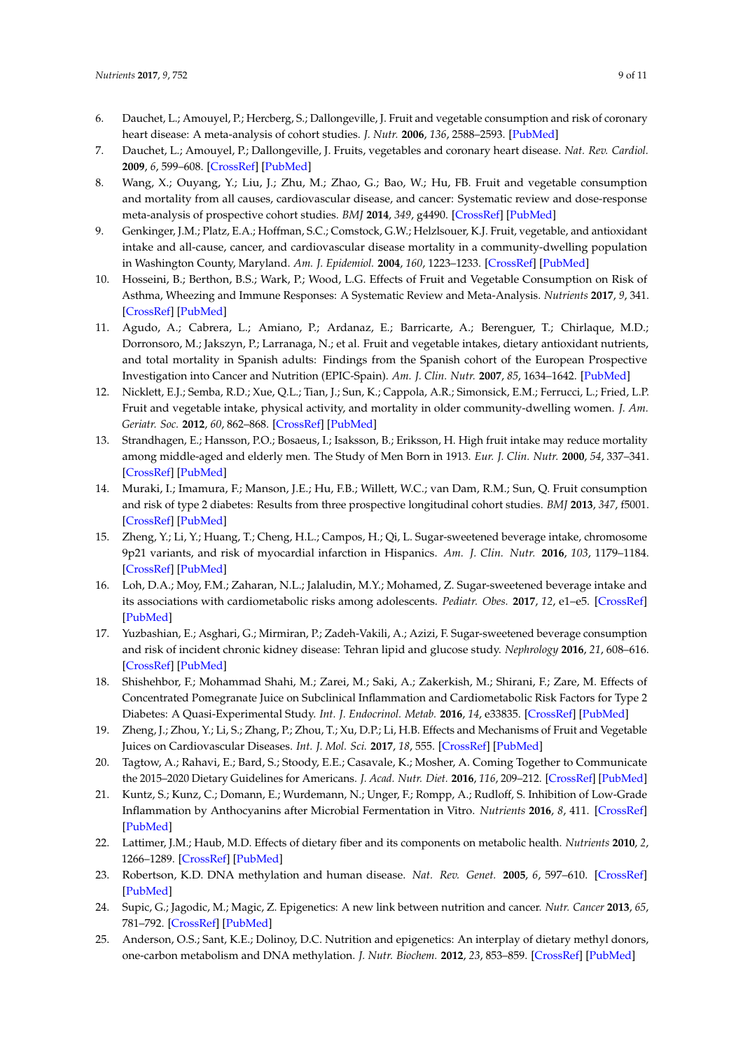6. Dauchet, L.; Amouyel, P.; Hercberg, S.; Dallongeville, J. Fruit and vegetable consumption and risk of coronary heart disease: A meta-analysis of cohort studies. *J. Nutr.* **2006**, *136*, 2588–2593. [PubMed]
7. Dauchet, L.; Amouyel, P.; Dallongeville, J. Fruits, vegetables and coronary heart disease. *Nat. Rev. Cardiol.* **2009**, *6*, 599–608. [CrossRef] [PubMed]
8. Wang, X.; Ouyang, Y.; Liu, J.; Zhu, M.; Zhao, G.; Bao, W.; Hu, FB. Fruit and vegetable consumption and mortality from all causes, cardiovascular disease, and cancer: Systematic review and dose-response meta-analysis of prospective cohort studies. *BMJ* **2014**, *349*, g4490. [CrossRef] [PubMed]
9. Genkinger, J.M.; Platz, E.A.; Hoffman, S.C.; Comstock, G.W.; Helzlsouer, K.J. Fruit, vegetable, and antioxidant intake and all-cause, cancer, and cardiovascular disease mortality in a community-dwelling population in Washington County, Maryland. *Am. J. Epidemiol.* **2004**, *160*, 1223–1233. [CrossRef] [PubMed]
10. Hosseini, B.; Berthon, B.S.; Wark, P.; Wood, L.G. Effects of Fruit and Vegetable Consumption on Risk of Asthma, Wheezing and Immune Responses: A Systematic Review and Meta-Analysis. *Nutrients* **2017**, *9*, 341. [CrossRef] [PubMed]
11. Agudo, A.; Cabrera, L.; Amiano, P.; Ardanaz, E.; Barricarte, A.; Berenguer, T.; Chirlaque, M.D.; Dorronsoro, M.; Jakszyn, P.; Larranaga, N.; et al. Fruit and vegetable intakes, dietary antioxidant nutrients, and total mortality in Spanish adults: Findings from the Spanish cohort of the European Prospective Investigation into Cancer and Nutrition (EPIC-Spain). *Am. J. Clin. Nutr.* **2007**, *85*, 1634–1642. [PubMed]
12. Nicklett, E.J.; Semba, R.D.; Xue, Q.L.; Tian, J.; Sun, K.; Cappola, A.R.; Simonsick, E.M.; Ferrucci, L.; Fried, L.P. Fruit and vegetable intake, physical activity, and mortality in older community-dwelling women. *J. Am. Geriatr. Soc.* **2012**, *60*, 862–868. [CrossRef] [PubMed]
13. Strandhagen, E.; Hansson, P.O.; Bosaeus, I.; Isaksson, B.; Eriksson, H. High fruit intake may reduce mortality among middle-aged and elderly men. The Study of Men Born in 1913. *Eur. J. Clin. Nutr.* **2000**, *54*, 337–341. [CrossRef] [PubMed]
14. Muraki, I.; Imamura, F.; Manson, J.E.; Hu, F.B.; Willett, W.C.; van Dam, R.M.; Sun, Q. Fruit consumption and risk of type 2 diabetes: Results from three prospective longitudinal cohort studies. *BMJ* **2013**, *347*, f5001. [CrossRef] [PubMed]
15. Zheng, Y.; Li, Y.; Huang, T.; Cheng, H.L.; Campos, H.; Qi, L. Sugar-sweetened beverage intake, chromosome 9p21 variants, and risk of myocardial infarction in Hispanics. *Am. J. Clin. Nutr.* **2016**, *103*, 1179–1184. [CrossRef] [PubMed]
16. Loh, D.A.; Moy, F.M.; Zaharan, N.L.; Jalaludin, M.Y.; Mohamed, Z. Sugar-sweetened beverage intake and its associations with cardiometabolic risks among adolescents. *Pediatr. Obes.* **2017**, *12*, e1–e5. [CrossRef] [PubMed]
17. Yuzbashian, E.; Asghari, G.; Mirmiran, P.; Zadeh-Vakili, A.; Azizi, F. Sugar-sweetened beverage consumption and risk of incident chronic kidney disease: Tehran lipid and glucose study. *Nephrology* **2016**, *21*, 608–616. [CrossRef] [PubMed]
18. Shishehbor, F.; Mohammad Shahi, M.; Zarei, M.; Saki, A.; Zakerkish, M.; Shirani, F.; Zare, M. Effects of Concentrated Pomegranate Juice on Subclinical Inflammation and Cardiometabolic Risk Factors for Type 2 Diabetes: A Quasi-Experimental Study. *Int. J. Endocrinol. Metab.* **2016**, *14*, e33835. [CrossRef] [PubMed]
19. Zheng, J.; Zhou, Y.; Li, S.; Zhang, P.; Zhou, T.; Xu, D.P.; Li, H.B. Effects and Mechanisms of Fruit and Vegetable Juices on Cardiovascular Diseases. *Int. J. Mol. Sci.* **2017**, *18*, 555. [CrossRef] [PubMed]
20. Tagtow, A.; Rahavi, E.; Bard, S.; Stoody, E.E.; Casavale, K.; Mosher, A. Coming Together to Communicate the 2015–2020 Dietary Guidelines for Americans. *J. Acad. Nutr. Diet.* **2016**, *116*, 209–212. [CrossRef] [PubMed]
21. Kuntz, S.; Kunz, C.; Domann, E.; Wurdemann, N.; Unger, F.; Rompp, A.; Rudloff, S. Inhibition of Low-Grade Inflammation by Anthocyanins after Microbial Fermentation in Vitro. *Nutrients* **2016**, *8*, 411. [CrossRef] [PubMed]
22. Lattimer, J.M.; Haub, M.D. Effects of dietary fiber and its components on metabolic health. *Nutrients* **2010**, *2*, 1266–1289. [CrossRef] [PubMed]
23. Robertson, K.D. DNA methylation and human disease. *Nat. Rev. Genet.* **2005**, *6*, 597–610. [CrossRef] [PubMed]
24. Supic, G.; Jagodic, M.; Magic, Z. Epigenetics: A new link between nutrition and cancer. *Nutr. Cancer* **2013**, *65*, 781–792. [CrossRef] [PubMed]
25. Anderson, O.S.; Sant, K.E.; Dolinoy, D.C. Nutrition and epigenetics: An interplay of dietary methyl donors, one-carbon metabolism and DNA methylation. *J. Nutr. Biochem.* **2012**, *23*, 853–859. [CrossRef] [PubMed]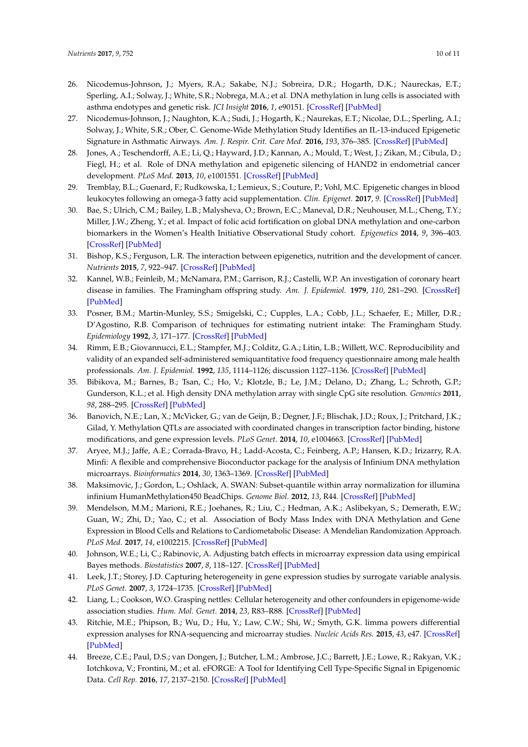26. Nicodemus-Johnson, J.; Myers, R.A.; Sakabe, N.J.; Sobreira, D.R.; Hogarth, D.K.; Naureckas, E.T.; Sperling, A.I.; Solway, J.; White, S.R.; Nobrega, M.A.; et al. DNA methylation in lung cells is associated with asthma endotypes and genetic risk. *JCI Insight* **2016**, *1*, e90151. [CrossRef] [PubMed]
27. Nicodemus-Johnson, J.; Naughton, K.A.; Sudi, J.; Hogarth, K.; Naurekas, E.T.; Nicolae, D.L.; Sperling, A.I.; Solway, J.; White, S.R.; Ober, C. Genome-Wide Methylation Study Identifies an IL-13-induced Epigenetic Signature in Asthmatic Airways. *Am. J. Respir. Crit. Care Med.* **2016**, *193*, 376–385. [CrossRef] [PubMed]
28. Jones, A.; Teschendorff, A.E.; Li, Q.; Hayward, J.D.; Kannan, A.; Mould, T.; West, J.; Zikan, M.; Cibula, D.; Fiegl, H.; et al. Role of DNA methylation and epigenetic silencing of HAND2 in endometrial cancer development. *PLoS Med.* **2013**, *10*, e1001551. [CrossRef] [PubMed]
29. Tremblay, B.L.; Guenard, F.; Rudkowska, I.; Lemieux, S.; Couture, P.; Vohl, M.C. Epigenetic changes in blood leukocytes following an omega-3 fatty acid supplementation. *Clin. Epigenet.* **2017**, *9*. [CrossRef] [PubMed]
30. Bae, S.; Ulrich, C.M.; Bailey, L.B.; Malysheva, O.; Brown, E.C.; Maneval, D.R.; Neuhouser, M.L.; Cheng, T.Y.; Miller, J.W.; Zheng, Y.; et al. Impact of folic acid fortification on global DNA methylation and one-carbon biomarkers in the Women's Health Initiative Observational Study cohort. *Epigenetics* **2014**, *9*, 396–403. [CrossRef] [PubMed]
31. Bishop, K.S.; Ferguson, L.R. The interaction between epigenetics, nutrition and the development of cancer. *Nutrients* **2015**, *7*, 922–947. [CrossRef] [PubMed]
32. Kannel, W.B.; Feinleib, M.; McNamara, P.M.; Garrison, R.J.; Castelli, W.P. An investigation of coronary heart disease in families. The Framingham offspring study. *Am. J. Epidemiol.* **1979**, *110*, 281–290. [CrossRef] [PubMed]
33. Posner, B.M.; Martin-Munley, S.S.; Smigelski, C.; Cupples, L.A.; Cobb, J.L.; Schaefer, E.; Miller, D.R.; D'Agostino, R.B. Comparison of techniques for estimating nutrient intake: The Framingham Study. *Epidemiology* **1992**, *3*, 171–177. [CrossRef] [PubMed]
34. Rimm, E.B.; Giovannucci, E.L.; Stampfer, M.J.; Colditz, G.A.; Litin, L.B.; Willett, W.C. Reproducibility and validity of an expanded self-administered semiquantitative food frequency questionnaire among male health professionals. *Am. J. Epidemiol.* **1992**, *135*, 1114–1126; discussion 1127–1136. [CrossRef] [PubMed]
35. Bibikova, M.; Barnes, B.; Tsan, C.; Ho, V.; Klotzle, B.; Le, J.M.; Delano, D.; Zhang, L.; Schroth, G.P.; Gunderson, K.L.; et al. High density DNA methylation array with single CpG site resolution. *Genomics* **2011**, *98*, 288–295. [CrossRef] [PubMed]
36. Banovich, N.E.; Lan, X.; McVicker, G.; van de Geijn, B.; Degner, J.F.; Blischak, J.D.; Roux, J.; Pritchard, J.K.; Gilad, Y. Methylation QTLs are associated with coordinated changes in transcription factor binding, histone modifications, and gene expression levels. *PLoS Genet.* **2014**, *10*, e1004663. [CrossRef] [PubMed]
37. Aryee, M.J.; Jaffe, A.E.; Corrada-Bravo, H.; Ladd-Acosta, C.; Feinberg, A.P.; Hansen, K.D.; Irizarry, R.A. Minfi: A flexible and comprehensive Bioconductor package for the analysis of Infinium DNA methylation microarrays. *Bioinformatics* **2014**, *30*, 1363–1369. [CrossRef] [PubMed]
38. Maksimovic, J.; Gordon, L.; Oshlack, A. SWAN: Subset-quantile within array normalization for illumina infinium HumanMethylation450 BeadChips. *Genome Biol.* **2012**, *13*, R44. [CrossRef] [PubMed]
39. Mendelson, M.M.; Marioni, R.E.; Joehanes, R.; Liu, C.; Hedman, A.K.; Aslibekyan, S.; Demerath, E.W.; Guan, W.; Zhi, D.; Yao, C.; et al. Association of Body Mass Index with DNA Methylation and Gene Expression in Blood Cells and Relations to Cardiometabolic Disease: A Mendelian Randomization Approach. *PLoS Med.* **2017**, *14*, e1002215. [CrossRef] [PubMed]
40. Johnson, W.E.; Li, C.; Rabinovic, A. Adjusting batch effects in microarray expression data using empirical Bayes methods. *Biostatistics* **2007**, *8*, 118–127. [CrossRef] [PubMed]
41. Leek, J.T.; Storey, J.D. Capturing heterogeneity in gene expression studies by surrogate variable analysis. *PLoS Genet.* **2007**, *3*, 1724–1735. [CrossRef] [PubMed]
42. Liang, L.; Cookson, W.O. Grasping nettles: Cellular heterogeneity and other confounders in epigenome-wide association studies. *Hum. Mol. Genet.* **2014**, *23*, R83–R88. [CrossRef] [PubMed]
43. Ritchie, M.E.; Phipson, B.; Wu, D.; Hu, Y.; Law, C.W.; Shi, W.; Smyth, G.K. limma powers differential expression analyses for RNA-sequencing and microarray studies. *Nucleic Acids Res.* **2015**, *43*, e47. [CrossRef] [PubMed]
44. Breeze, C.E.; Paul, D.S.; van Dongen, J.; Butcher, L.M.; Ambrose, J.C.; Barrett, J.E.; Lowe, R.; Rakyan, V.K.; Iotchkova, V.; Frontini, M.; et al. eFORGE: A Tool for Identifying Cell Type-Specific Signal in Epigenomic Data. *Cell Rep.* **2016**, *17*, 2137–2150. [CrossRef] [PubMed]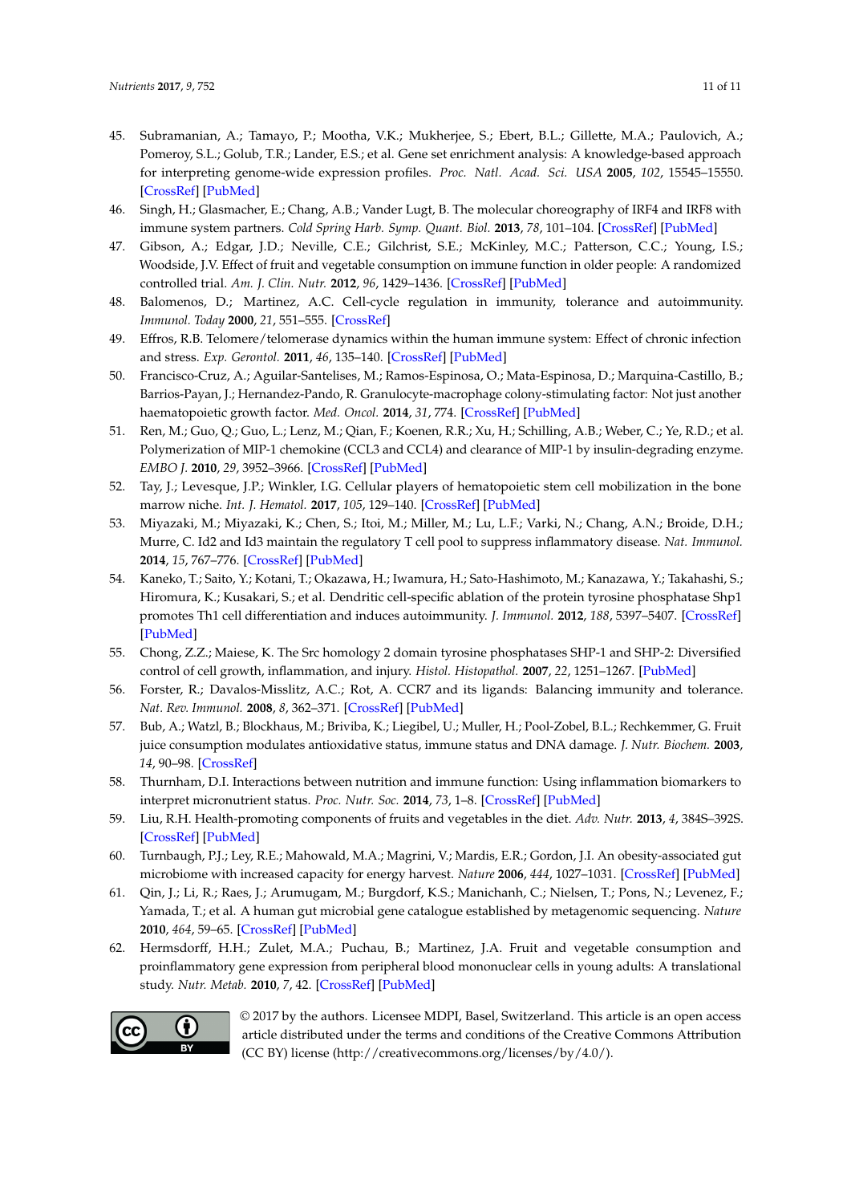45. Subramanian, A.; Tamayo, P.; Mootha, V.K.; Mukherjee, S.; Ebert, B.L.; Gillette, M.A.; Paulovich, A.; Pomeroy, S.L.; Golub, T.R.; Lander, E.S.; et al. Gene set enrichment analysis: A knowledge-based approach for interpreting genome-wide expression profiles. *Proc. Natl. Acad. Sci. USA* **2005**, *102*, 15545–15550. [CrossRef] [PubMed]
46. Singh, H.; Glasmacher, E.; Chang, A.B.; Vander Lugt, B. The molecular choreography of IRF4 and IRF8 with immune system partners. *Cold Spring Harb. Symp. Quant. Biol.* **2013**, *78*, 101–104. [CrossRef] [PubMed]
47. Gibson, A.; Edgar, J.D.; Neville, C.E.; Gilchrist, S.E.; McKinley, M.C.; Patterson, C.C.; Young, I.S.; Woodside, J.V. Effect of fruit and vegetable consumption on immune function in older people: A randomized controlled trial. *Am. J. Clin. Nutr.* **2012**, *96*, 1429–1436. [CrossRef] [PubMed]
48. Balomenos, D.; Martinez, A.C. Cell-cycle regulation in immunity, tolerance and autoimmunity. *Immunol. Today* **2000**, *21*, 551–555. [CrossRef]
49. Effros, R.B. Telomere/telomerase dynamics within the human immune system: Effect of chronic infection and stress. *Exp. Gerontol.* **2011**, *46*, 135–140. [CrossRef] [PubMed]
50. Francisco-Cruz, A.; Aguilar-Santelises, M.; Ramos-Espinosa, O.; Mata-Espinosa, D.; Marquina-Castillo, B.; Barrios-Payan, J.; Hernandez-Pando, R. Granulocyte-macrophage colony-stimulating factor: Not just another haematopoietic growth factor. *Med. Oncol.* **2014**, *31*, 774. [CrossRef] [PubMed]
51. Ren, M.; Guo, Q.; Guo, L.; Lenz, M.; Qian, F.; Koenen, R.R.; Xu, H.; Schilling, A.B.; Weber, C.; Ye, R.D.; et al. Polymerization of MIP-1 chemokine (CCL3 and CCL4) and clearance of MIP-1 by insulin-degrading enzyme. *EMBO J.* **2010**, *29*, 3952–3966. [CrossRef] [PubMed]
52. Tay, J.; Levesque, J.P.; Winkler, I.G. Cellular players of hematopoietic stem cell mobilization in the bone marrow niche. *Int. J. Hematol.* **2017**, *105*, 129–140. [CrossRef] [PubMed]
53. Miyazaki, M.; Miyazaki, K.; Chen, S.; Itoi, M.; Miller, M.; Lu, L.F.; Varki, N.; Chang, A.N.; Broide, D.H.; Murre, C. Id2 and Id3 maintain the regulatory T cell pool to suppress inflammatory disease. *Nat. Immunol.* **2014**, *15*, 767–776. [CrossRef] [PubMed]
54. Kaneko, T.; Saito, Y.; Kotani, T.; Okazawa, H.; Iwamura, H.; Sato-Hashimoto, M.; Kanazawa, Y.; Takahashi, S.; Hiromura, K.; Kusakari, S.; et al. Dendritic cell-specific ablation of the protein tyrosine phosphatase Shp1 promotes Th1 cell differentiation and induces autoimmunity. *J. Immunol.* **2012**, *188*, 5397–5407. [CrossRef] [PubMed]
55. Chong, Z.Z.; Maiese, K. The Src homology 2 domain tyrosine phosphatases SHP-1 and SHP-2: Diversified control of cell growth, inflammation, and injury. *Histol. Histopathol.* **2007**, *22*, 1251–1267. [PubMed]
56. Forster, R.; Davalos-Misslitz, A.C.; Rot, A. CCR7 and its ligands: Balancing immunity and tolerance. *Nat. Rev. Immunol.* **2008**, *8*, 362–371. [CrossRef] [PubMed]
57. Bub, A.; Watzl, B.; Blockhaus, M.; Briviba, K.; Liegibel, U.; Muller, H.; Pool-Zobel, B.L.; Rechkemmer, G. Fruit juice consumption modulates antioxidative status, immune status and DNA damage. *J. Nutr. Biochem.* **2003**, *14*, 90–98. [CrossRef]
58. Thurnham, D.I. Interactions between nutrition and immune function: Using inflammation biomarkers to interpret micronutrient status. *Proc. Nutr. Soc.* **2014**, *73*, 1–8. [CrossRef] [PubMed]
59. Liu, R.H. Health-promoting components of fruits and vegetables in the diet. *Adv. Nutr.* **2013**, *4*, 384S–392S. [CrossRef] [PubMed]
60. Turnbaugh, P.J.; Ley, R.E.; Mahowald, M.A.; Magrini, V.; Mardis, E.R.; Gordon, J.I. An obesity-associated gut microbiome with increased capacity for energy harvest. *Nature* **2006**, *444*, 1027–1031. [CrossRef] [PubMed]
61. Qin, J.; Li, R.; Raes, J.; Arumugam, M.; Burgdorf, K.S.; Manichanh, C.; Nielsen, T.; Pons, N.; Levenez, F.; Yamada, T.; et al. A human gut microbial gene catalogue established by metagenomic sequencing. *Nature* **2010**, *464*, 59–65. [CrossRef] [PubMed]
62. Hermsdorff, H.H.; Zulet, M.A.; Puchau, B.; Martinez, J.A. Fruit and vegetable consumption and proinflammatory gene expression from peripheral blood mononuclear cells in young adults: A translational study. *Nutr. Metab.* **2010**, *7*, 42. [CrossRef] [PubMed]

© 2017 by the authors. Licensee MDPI, Basel, Switzerland. This article is an open access article distributed under the terms and conditions of the Creative Commons Attribution (CC BY) license (http://creativecommons.org/licenses/by/4.0/).